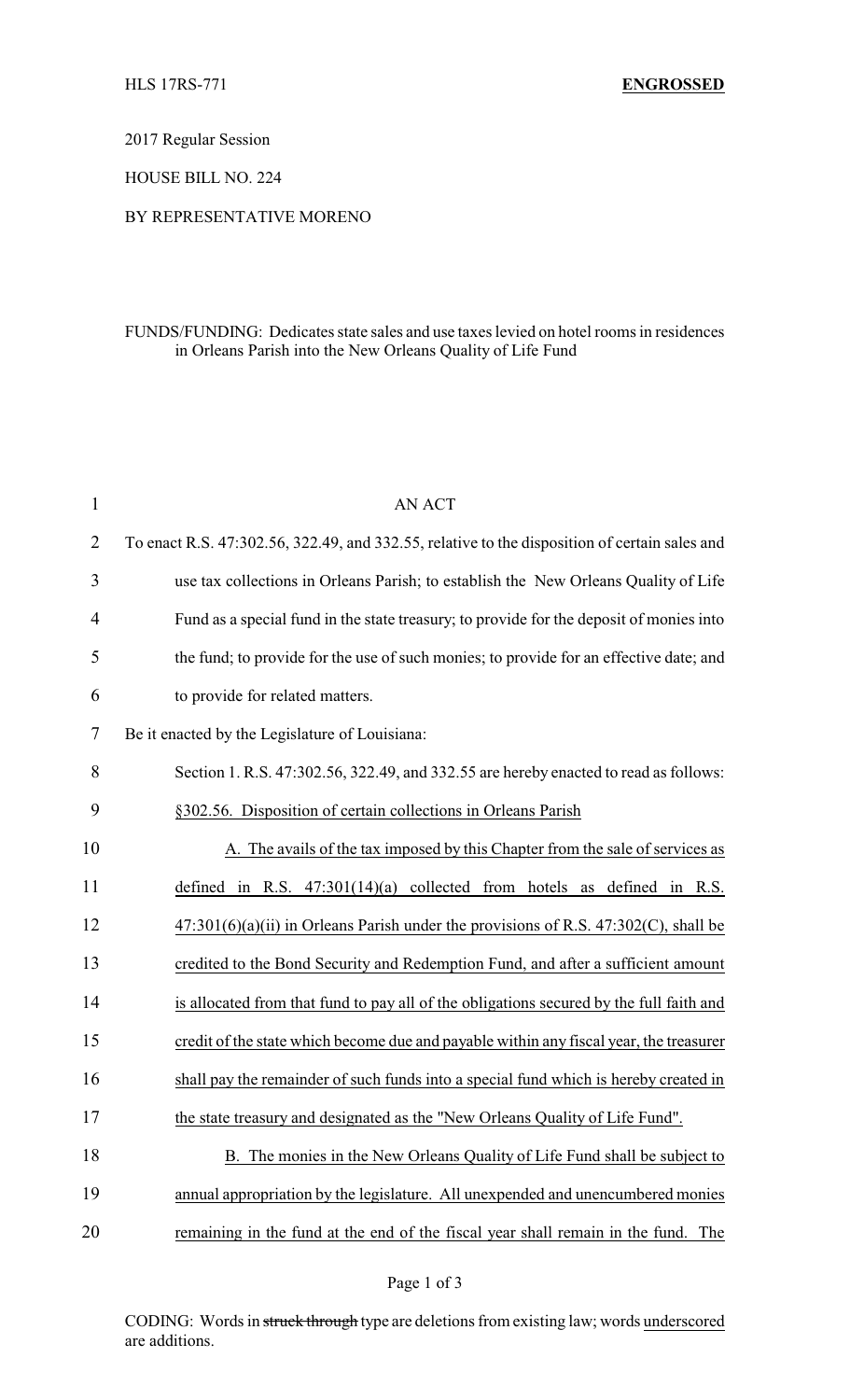HLS 17RS-771 **ENGROSSED**

2017 Regular Session

HOUSE BILL NO. 224

BY REPRESENTATIVE MORENO

FUNDS/FUNDING: Dedicates state sales and use taxes levied on hotel rooms in residences in Orleans Parish into the New Orleans Quality of Life Fund

AN ACT

To enact R.S. 47:302.56, 322.49, and 332.55, relative to the disposition of certain sales and use tax collections in Orleans Parish; to establish the New Orleans Quality of Life Fund as a special fund in the state treasury; to provide for the deposit of monies into the fund; to provide for the use of such monies; to provide for an effective date; and to provide for related matters.

Be it enacted by the Legislature of Louisiana:

Section 1. R.S. 47:302.56, 322.49, and 332.55 are hereby enacted to read as follows:

§302.56. Disposition of certain collections in Orleans Parish

A. The avails of the tax imposed by this Chapter from the sale of services as defined in R.S. 47:301(14)(a) collected from hotels as defined in R.S. 47:301(6)(a)(ii) in Orleans Parish under the provisions of R.S. 47:302(C), shall be credited to the Bond Security and Redemption Fund, and after a sufficient amount is allocated from that fund to pay all of the obligations secured by the full faith and credit of the state which become due and payable within any fiscal year, the treasurer shall pay the remainder of such funds into a special fund which is hereby created in the state treasury and designated as the "New Orleans Quality of Life Fund".

B. The monies in the New Orleans Quality of Life Fund shall be subject to annual appropriation by the legislature. All unexpended and unencumbered monies remaining in the fund at the end of the fiscal year shall remain in the fund. The

CODING: Words in ~~struck through~~ type are deletions from existing law; words underscored are additions.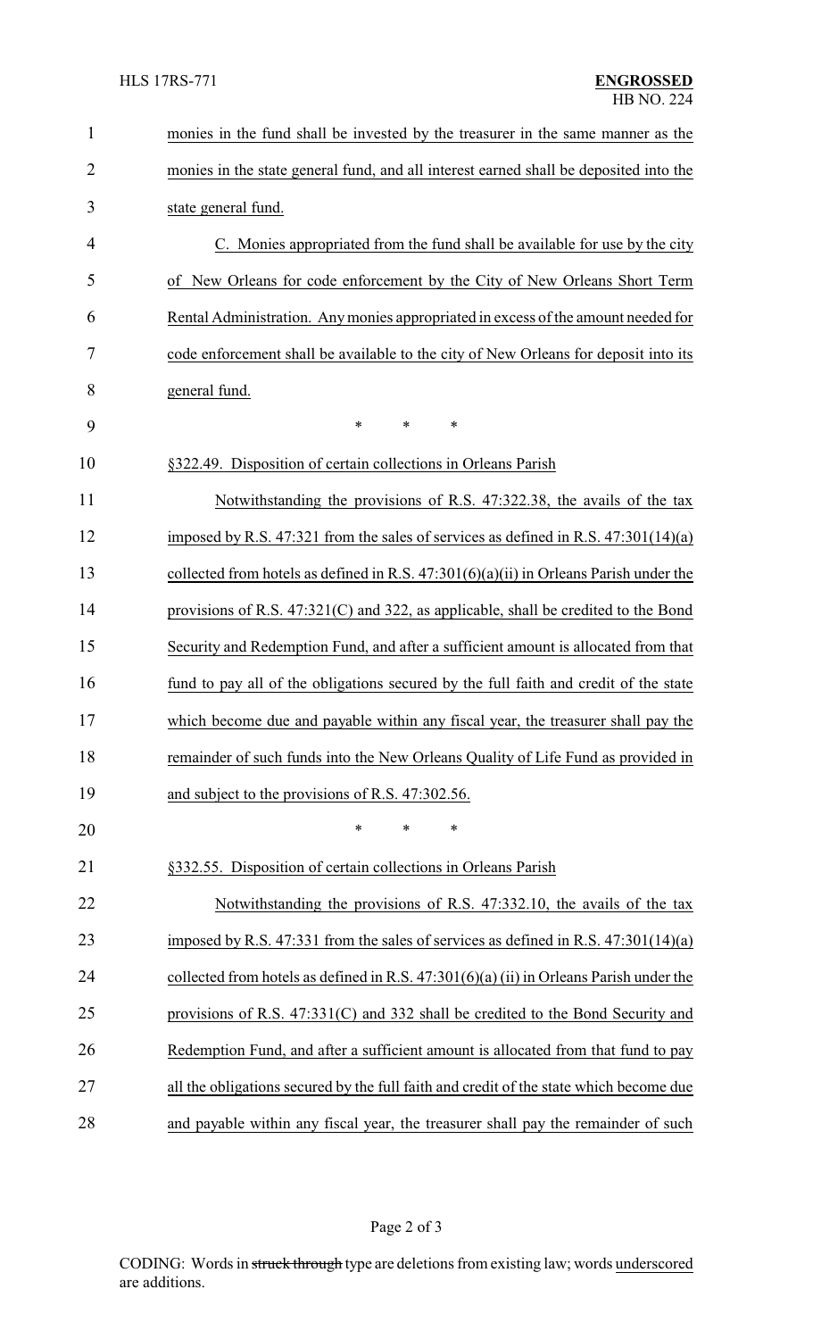monies in the fund shall be invested by the treasurer in the same manner as the monies in the state general fund, and all interest earned shall be deposited into the state general fund.

C. Monies appropriated from the fund shall be available for use by the city of New Orleans for code enforcement by the City of New Orleans Short Term Rental Administration. Any monies appropriated in excess of the amount needed for code enforcement shall be available to the city of New Orleans for deposit into its general fund.

\* \* \*

§322.49. Disposition of certain collections in Orleans Parish

Notwithstanding the provisions of R.S. 47:322.38, the avails of the tax imposed by R.S. 47:321 from the sales of services as defined in R.S. 47:301(14)(a) collected from hotels as defined in R.S. 47:301(6)(a)(ii) in Orleans Parish under the provisions of R.S. 47:321(C) and 322, as applicable, shall be credited to the Bond Security and Redemption Fund, and after a sufficient amount is allocated from that fund to pay all of the obligations secured by the full faith and credit of the state which become due and payable within any fiscal year, the treasurer shall pay the remainder of such funds into the New Orleans Quality of Life Fund as provided in and subject to the provisions of R.S. 47:302.56.

\* \* \*

§332.55. Disposition of certain collections in Orleans Parish

Notwithstanding the provisions of R.S. 47:332.10, the avails of the tax imposed by R.S. 47:331 from the sales of services as defined in R.S. 47:301(14)(a) collected from hotels as defined in R.S. 47:301(6)(a) (ii) in Orleans Parish under the provisions of R.S. 47:331(C) and 332 shall be credited to the Bond Security and Redemption Fund, and after a sufficient amount is allocated from that fund to pay all the obligations secured by the full faith and credit of the state which become due and payable within any fiscal year, the treasurer shall pay the remainder of such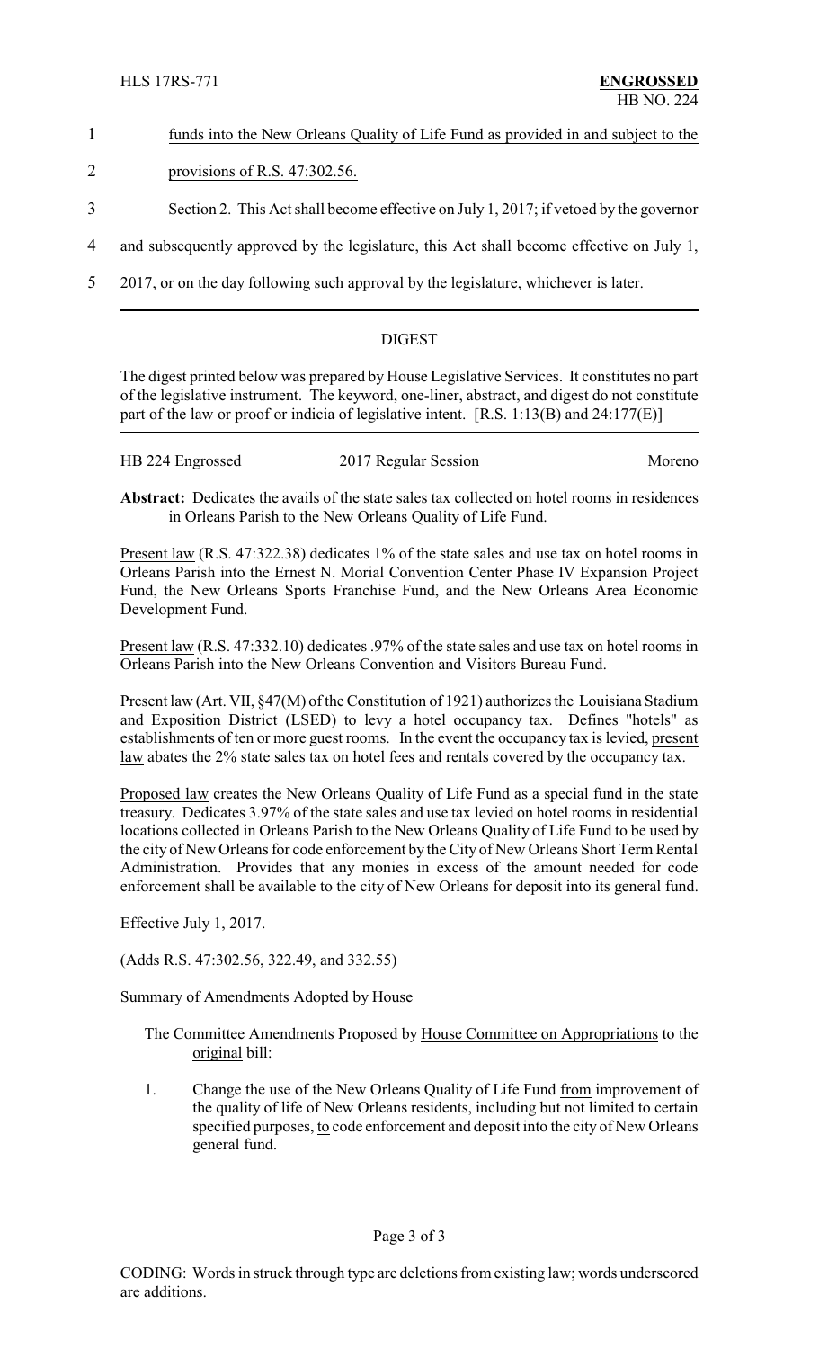1 funds into the New Orleans Quality of Life Fund as provided in and subject to the

2 provisions of R.S. 47:302.56.

3 Section 2. This Act shall become effective on July 1, 2017; if vetoed by the governor

4 and subsequently approved by the legislature, this Act shall become effective on July 1,

5 2017, or on the day following such approval by the legislature, whichever is later.

---

## DIGEST

The digest printed below was prepared by House Legislative Services. It constitutes no part of the legislative instrument. The keyword, one-liner, abstract, and digest do not constitute part of the law or proof or indicia of legislative intent. [R.S. 1:13(B) and 24:177(E)]

---

HB 224 Engrossed    2017 Regular Session    Moreno

**Abstract:** Dedicates the avails of the state sales tax collected on hotel rooms in residences in Orleans Parish to the New Orleans Quality of Life Fund.

Present law (R.S. 47:322.38) dedicates 1% of the state sales and use tax on hotel rooms in Orleans Parish into the Ernest N. Morial Convention Center Phase IV Expansion Project Fund, the New Orleans Sports Franchise Fund, and the New Orleans Area Economic Development Fund.

Present law (R.S. 47:332.10) dedicates .97% of the state sales and use tax on hotel rooms in Orleans Parish into the New Orleans Convention and Visitors Bureau Fund.

Present law (Art. VII, §47(M) of the Constitution of 1921) authorizes the Louisiana Stadium and Exposition District (LSED) to levy a hotel occupancy tax. Defines "hotels" as establishments of ten or more guest rooms. In the event the occupancy tax is levied, present law abates the 2% state sales tax on hotel fees and rentals covered by the occupancy tax.

Proposed law creates the New Orleans Quality of Life Fund as a special fund in the state treasury. Dedicates 3.97% of the state sales and use tax levied on hotel rooms in residential locations collected in Orleans Parish to the New Orleans Quality of Life Fund to be used by the city of New Orleans for code enforcement by the City of New Orleans Short Term Rental Administration. Provides that any monies in excess of the amount needed for code enforcement shall be available to the city of New Orleans for deposit into its general fund.

Effective July 1, 2017.

(Adds R.S. 47:302.56, 322.49, and 332.55)

Summary of Amendments Adopted by House

The Committee Amendments Proposed by House Committee on Appropriations to the original bill:

1. Change the use of the New Orleans Quality of Life Fund from improvement of the quality of life of New Orleans residents, including but not limited to certain specified purposes, to code enforcement and deposit into the city of New Orleans general fund.

CODING: Words in ~~struck through~~ type are deletions from existing law; words underscored are additions.